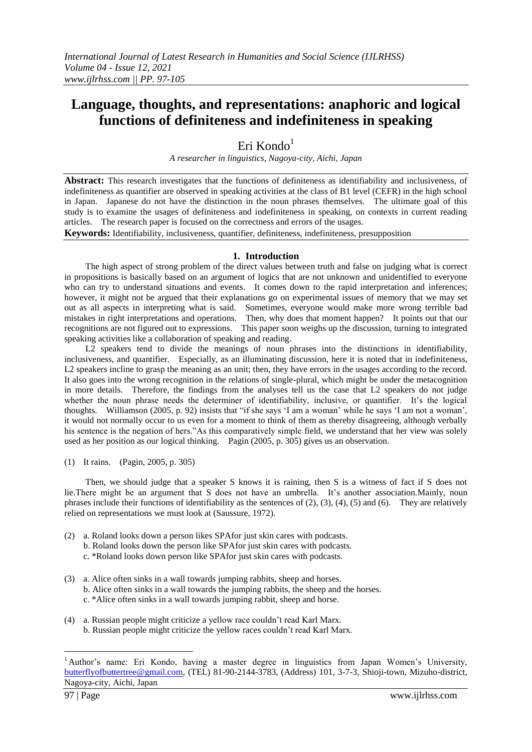# Language, thoughts, and representations: anaphoric and logical functions of definiteness and indefiniteness in speaking

Eri Kondo[1]

*A researcher in linguistics, Nagoya-city, Aichi, Japan*

**Abstract:** This research investigates that the functions of definiteness as identifiability and inclusiveness, of indefiniteness as quantifier are observed in speaking activities at the class of B1 level (CEFR) in the high school in Japan. Japanese do not have the distinction in the noun phrases themselves. The ultimate goal of this study is to examine the usages of definiteness and indefiniteness in speaking, on contexts in current reading articles. The research paper is focused on the correctness and errors of the usages.

**Keywords:** Identifiability, inclusiveness, quantifier, definiteness, indefiniteness, presupposition

## 1. Introduction

The high aspect of strong problem of the direct values between truth and false on judging what is correct in propositions is basically based on an argument of logics that are not unknown and unidentified to everyone who can try to understand situations and events. It comes down to the rapid interpretation and inferences; however, it might not be argued that their explanations go on experimental issues of memory that we may set out as all aspects in interpreting what is said. Sometimes, everyone would make more wrong terrible bad mistakes in right interpretations and operations. Then, why does that moment happen? It points out that our recognitions are not figured out to expressions. This paper soon weighs up the discussion, turning to integrated speaking activities like a collaboration of speaking and reading.

L2 speakers tend to divide the meanings of noun phrases into the distinctions in identifiability, inclusiveness, and quantifier. Especially, as an illuminating discussion, here it is noted that in indefiniteness, L2 speakers incline to grasp the meaning as an unit; then, they have errors in the usages according to the record. It also goes into the wrong recognition in the relations of single-plural, which might be under the metacognition in more details. Therefore, the findings from the analyses tell us the case that L2 speakers do not judge whether the noun phrase needs the determiner of identifiability, inclusive, or quantifier. It's the logical thoughts. Williamson (2005, p. 92) insists that "if she says 'I am a woman' while he says 'I am not a woman', it would not normally occur to us even for a moment to think of them as thereby disagreeing, although verbally his sentence is the negation of hers."As this comparatively simple field, we understand that her view was solely used as her position as our logical thinking. Pagin (2005, p. 305) gives us an observation.

(1) It rains. (Pagin, 2005, p. 305)

Then, we should judge that a speaker S knows it is raining, then S is a witness of fact if S does not lie.There might be an argument that S does not have an umbrella. It's another association.Mainly, noun phrases include their functions of identifiability as the sentences of (2), (3), (4), (5) and (6). They are relatively relied on representations we must look at (Saussure, 1972).

(2) a. Roland looks down a person likes SPAfor just skin cares with podcasts.
    b. Roland looks down the person like SPAfor just skin cares with podcasts.
    c. *Roland looks down person like SPAfor just skin cares with podcasts.

(3) a. Alice often sinks in a wall towards jumping rabbits, sheep and horses.
    b. Alice often sinks in a wall towards the jumping rabbits, the sheep and the horses.
    c. *Alice often sinks in a wall towards jumping rabbit, sheep and horse.

(4) a. Russian people might criticize a yellow race couldn't read Karl Marx.
    b. Russian people might criticize the yellow races couldn't read Karl Marx.

---

[1] Author's name: Eri Kondo, having a master degree in linguistics from Japan Women's University, butterflyofbuttertree@gmail.com, (TEL) 81-90-2144-3783, (Address) 101, 3-7-3, Shioji-town, Mizuho-district, Nagoya-city, Aichi, Japan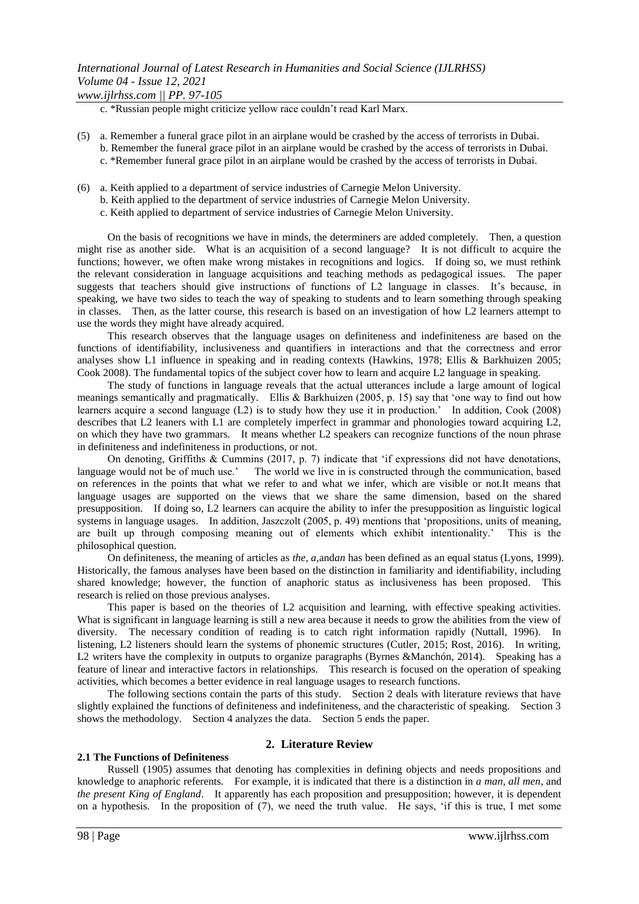c. *Russian people might criticize yellow race couldn't read Karl Marx.

(5) a. Remember a funeral grace pilot in an airplane would be crashed by the access of terrorists in Dubai.
b. Remember the funeral grace pilot in an airplane would be crashed by the access of terrorists in Dubai.
c. *Remember funeral grace pilot in an airplane would be crashed by the access of terrorists in Dubai.

(6) a. Keith applied to a department of service industries of Carnegie Melon University.
b. Keith applied to the department of service industries of Carnegie Melon University.
c. Keith applied to department of service industries of Carnegie Melon University.

On the basis of recognitions we have in minds, the determiners are added completely. Then, a question might rise as another side. What is an acquisition of a second language? It is not difficult to acquire the functions; however, we often make wrong mistakes in recognitions and logics. If doing so, we must rethink the relevant consideration in language acquisitions and teaching methods as pedagogical issues. The paper suggests that teachers should give instructions of functions of L2 language in classes. It's because, in speaking, we have two sides to teach the way of speaking to students and to learn something through speaking in classes. Then, as the latter course, this research is based on an investigation of how L2 learners attempt to use the words they might have already acquired.

This research observes that the language usages on definiteness and indefiniteness are based on the functions of identifiability, inclusiveness and quantifiers in interactions and that the correctness and error analyses show L1 influence in speaking and in reading contexts (Hawkins, 1978; Ellis & Barkhuizen 2005; Cook 2008). The fundamental topics of the subject cover how to learn and acquire L2 language in speaking.

The study of functions in language reveals that the actual utterances include a large amount of logical meanings semantically and pragmatically. Ellis & Barkhuizen (2005, p. 15) say that 'one way to find out how learners acquire a second language (L2) is to study how they use it in production.' In addition, Cook (2008) describes that L2 leaners with L1 are completely imperfect in grammar and phonologies toward acquiring L2, on which they have two grammars. It means whether L2 speakers can recognize functions of the noun phrase in definiteness and indefiniteness in productions, or not.

On denoting, Griffiths & Cummins (2017, p. 7) indicate that 'if expressions did not have denotations, language would not be of much use.' The world we live in is constructed through the communication, based on references in the points that what we refer to and what we infer, which are visible or not.It means that language usages are supported on the views that we share the same dimension, based on the shared presupposition. If doing so, L2 learners can acquire the ability to infer the presupposition as linguistic logical systems in language usages. In addition, Jaszczolt (2005, p. 49) mentions that 'propositions, units of meaning, are built up through composing meaning out of elements which exhibit intentionality.' This is the philosophical question.

On definiteness, the meaning of articles as *the, a,*and*an* has been defined as an equal status (Lyons, 1999). Historically, the famous analyses have been based on the distinction in familiarity and identifiability, including shared knowledge; however, the function of anaphoric status as inclusiveness has been proposed. This research is relied on those previous analyses.

This paper is based on the theories of L2 acquisition and learning, with effective speaking activities. What is significant in language learning is still a new area because it needs to grow the abilities from the view of diversity. The necessary condition of reading is to catch right information rapidly (Nuttall, 1996). In listening, L2 listeners should learn the systems of phonemic structures (Cutler, 2015; Rost, 2016). In writing, L2 writers have the complexity in outputs to organize paragraphs (Byrnes &Manchón, 2014). Speaking has a feature of linear and interactive factors in relationships. This research is focused on the operation of speaking activities, which becomes a better evidence in real language usages to research functions.

The following sections contain the parts of this study. Section 2 deals with literature reviews that have slightly explained the functions of definiteness and indefiniteness, and the characteristic of speaking. Section 3 shows the methodology. Section 4 analyzes the data. Section 5 ends the paper.

## 2. Literature Review

### 2.1 The Functions of Definiteness

Russell (1905) assumes that denoting has complexities in defining objects and needs propositions and knowledge to anaphoric referents. For example, it is indicated that there is a distinction in *a man*, *all men*, and *the present King of England*. It apparently has each proposition and presupposition; however, it is dependent on a hypothesis. In the proposition of (7), we need the truth value. He says, 'if this is true, I met some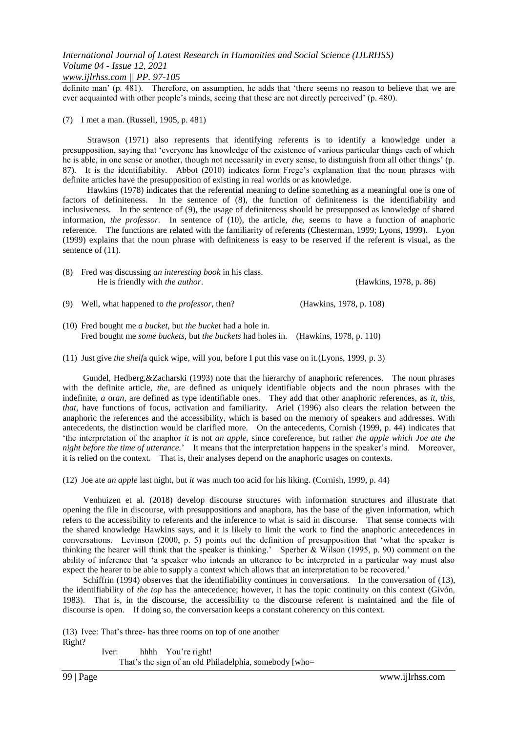definite man' (p. 481). Therefore, on assumption, he adds that 'there seems no reason to believe that we are ever acquainted with other people's minds, seeing that these are not directly perceived' (p. 480).

(7) I met a man. (Russell, 1905, p. 481)

Strawson (1971) also represents that identifying referents is to identify a knowledge under a presupposition, saying that 'everyone has knowledge of the existence of various particular things each of which he is able, in one sense or another, though not necessarily in every sense, to distinguish from all other things' (p. 87). It is the identifiability. Abbot (2010) indicates form Frege's explanation that the noun phrases with definite articles have the presupposition of existing in real worlds or as knowledge.

Hawkins (1978) indicates that the referential meaning to define something as a meaningful one is one of factors of definiteness. In the sentence of (8), the function of definiteness is the identifiability and inclusiveness. In the sentence of (9), the usage of definiteness should be presupposed as knowledge of shared information, *the professor*. In sentence of (10), the article, *the*, seems to have a function of anaphoric reference. The functions are related with the familiarity of referents (Chesterman, 1999; Lyons, 1999). Lyon (1999) explains that the noun phrase with definiteness is easy to be reserved if the referent is visual, as the sentence of (11).

(8) Fred was discussing *an interesting book* in his class.
He is friendly with *the author*. (Hawkins, 1978, p. 86)

(9) Well, what happened to *the professor*, then? (Hawkins, 1978, p. 108)

(10) Fred bought me *a bucket*, but *the bucket* had a hole in.
Fred bought me *some buckets*, but *the buckets* had holes in. (Hawkins, 1978, p. 110)

(11) Just give *the shelf*a quick wipe, will you, before I put this vase on it.(Lyons, 1999, p. 3)

Gundel, Hedberg,&Zacharski (1993) note that the hierarchy of anaphoric references. The noun phrases with the definite article, *the*, are defined as uniquely identifiable objects and the noun phrases with the indefinite, *a* or*an*, are defined as type identifiable ones. They add that other anaphoric references, as *it, this, that*, have functions of focus, activation and familiarity. Ariel (1996) also clears the relation between the anaphoric the references and the accessibility, which is based on the memory of speakers and addresses. With antecedents, the distinction would be clarified more. On the antecedents, Cornish (1999, p. 44) indicates that 'the interpretation of the anaphor *it* is not *an apple,* since coreference, but rather *the apple which Joe ate the night before the time of utterance.*' It means that the interpretation happens in the speaker's mind. Moreover, it is relied on the context. That is, their analyses depend on the anaphoric usages on contexts.

(12) Joe ate *an apple* last night, but *it* was much too acid for his liking. (Cornish, 1999, p. 44)

Venhuizen et al. (2018) develop discourse structures with information structures and illustrate that opening the file in discourse, with presuppositions and anaphora, has the base of the given information, which refers to the accessibility to referents and the inference to what is said in discourse. That sense connects with the shared knowledge Hawkins says, and it is likely to limit the work to find the anaphoric antecedences in conversations. Levinson (2000, p. 5) points out the definition of presupposition that 'what the speaker is thinking the hearer will think that the speaker is thinking.' Sperber & Wilson (1995, p. 90) comment on the ability of inference that 'a speaker who intends an utterance to be interpreted in a particular way must also expect the hearer to be able to supply a context which allows that an interpretation to be recovered.'

Schiffrin (1994) observes that the identifiability continues in conversations. In the conversation of (13), the identifiability of *the top* has the antecedence; however, it has the topic continuity on this context (Givón, 1983). That is, in the discourse, the accessibility to the discourse referent is maintained and the file of discourse is open. If doing so, the conversation keeps a constant coherency on this context.

(13) Ivee: That's three- has three rooms on top of one another
Right?
Iver: hhhh You're right!
That's the sign of an old Philadelphia, somebody [who=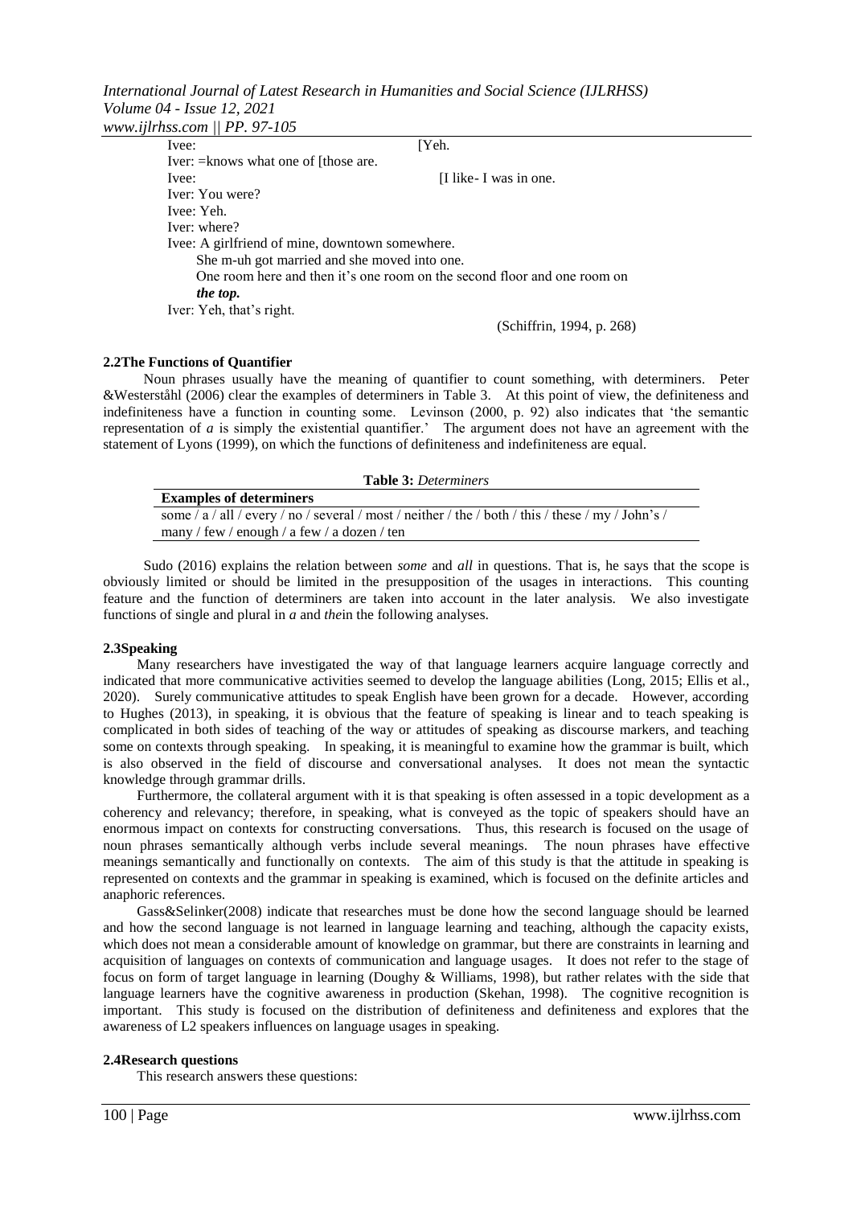Ivee: [Yeh.

Iver: =knows what one of [those are.

Ivee: [I like- I was in one.

Iver: You were?

Ivee: Yeh.

Iver: where?

Ivee: A girlfriend of mine, downtown somewhere.

She m-uh got married and she moved into one.

One room here and then it's one room on the second floor and one room on ***the top.***

Iver: Yeh, that's right.

(Schiffrin, 1994, p. 268)

### 2.2The Functions of Quantifier

Noun phrases usually have the meaning of quantifier to count something, with determiners. Peter &Westerståhl (2006) clear the examples of determiners in Table 3. At this point of view, the definiteness and indefiniteness have a function in counting some. Levinson (2000, p. 92) also indicates that 'the semantic representation of *a* is simply the existential quantifier.' The argument does not have an agreement with the statement of Lyons (1999), on which the functions of definiteness and indefiniteness are equal.

**Table 3:** *Determiners*

| **Examples of determiners** |
| --- |
| some / a / all / every / no / several / most / neither / the / both / this / these / my / John's / many / few / enough / a few / a dozen / ten |

Sudo (2016) explains the relation between *some* and *all* in questions. That is, he says that the scope is obviously limited or should be limited in the presupposition of the usages in interactions. This counting feature and the function of determiners are taken into account in the later analysis. We also investigate functions of single and plural in *a* and *the*in the following analyses.

### 2.3Speaking

Many researchers have investigated the way of that language learners acquire language correctly and indicated that more communicative activities seemed to develop the language abilities (Long, 2015; Ellis et al., 2020). Surely communicative attitudes to speak English have been grown for a decade. However, according to Hughes (2013), in speaking, it is obvious that the feature of speaking is linear and to teach speaking is complicated in both sides of teaching of the way or attitudes of speaking as discourse markers, and teaching some on contexts through speaking. In speaking, it is meaningful to examine how the grammar is built, which is also observed in the field of discourse and conversational analyses. It does not mean the syntactic knowledge through grammar drills.

Furthermore, the collateral argument with it is that speaking is often assessed in a topic development as a coherency and relevancy; therefore, in speaking, what is conveyed as the topic of speakers should have an enormous impact on contexts for constructing conversations. Thus, this research is focused on the usage of noun phrases semantically although verbs include several meanings. The noun phrases have effective meanings semantically and functionally on contexts. The aim of this study is that the attitude in speaking is represented on contexts and the grammar in speaking is examined, which is focused on the definite articles and anaphoric references.

Gass&Selinker(2008) indicate that researches must be done how the second language should be learned and how the second language is not learned in language learning and teaching, although the capacity exists, which does not mean a considerable amount of knowledge on grammar, but there are constraints in learning and acquisition of languages on contexts of communication and language usages. It does not refer to the stage of focus on form of target language in learning (Doughy & Williams, 1998), but rather relates with the side that language learners have the cognitive awareness in production (Skehan, 1998). The cognitive recognition is important. This study is focused on the distribution of definiteness and definiteness and explores that the awareness of L2 speakers influences on language usages in speaking.

### 2.4Research questions

This research answers these questions: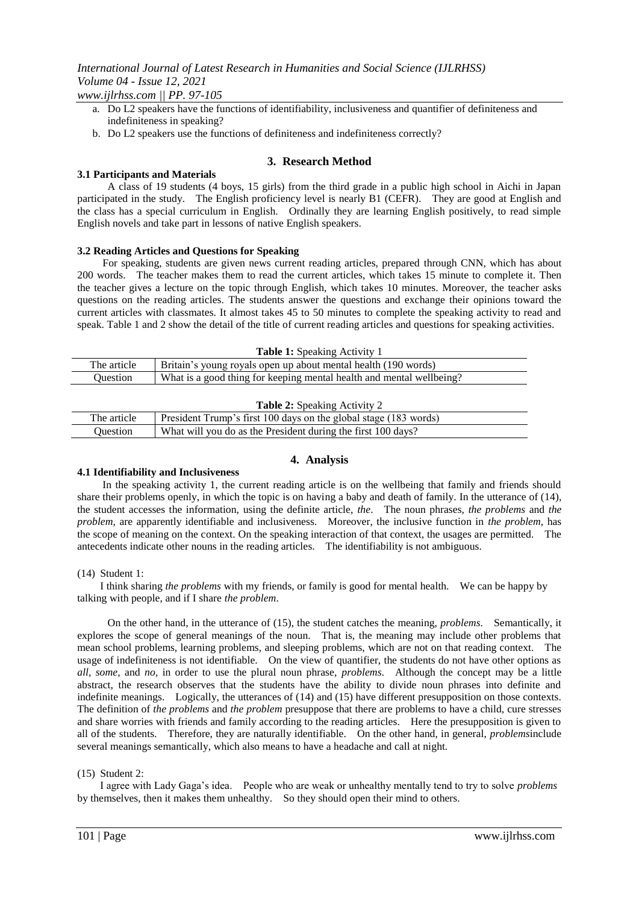a. Do L2 speakers have the functions of identifiability, inclusiveness and quantifier of definiteness and indefiniteness in speaking?
b. Do L2 speakers use the functions of definiteness and indefiniteness correctly?

## 3. Research Method

### 3.1 Participants and Materials

A class of 19 students (4 boys, 15 girls) from the third grade in a public high school in Aichi in Japan participated in the study. The English proficiency level is nearly B1 (CEFR). They are good at English and the class has a special curriculum in English. Ordinally they are learning English positively, to read simple English novels and take part in lessons of native English speakers.

### 3.2 Reading Articles and Questions for Speaking

For speaking, students are given news current reading articles, prepared through CNN, which has about 200 words. The teacher makes them to read the current articles, which takes 15 minute to complete it. Then the teacher gives a lecture on the topic through English, which takes 10 minutes. Moreover, the teacher asks questions on the reading articles. The students answer the questions and exchange their opinions toward the current articles with classmates. It almost takes 45 to 50 minutes to complete the speaking activity to read and speak. Table 1 and 2 show the detail of the title of current reading articles and questions for speaking activities.

**Table 1:** Speaking Activity 1

| | |
|---|---|
| The article | Britain's young royals open up about mental health (190 words) |
| Question | What is a good thing for keeping mental health and mental wellbeing? |

**Table 2:** Speaking Activity 2

| | |
|---|---|
| The article | President Trump's first 100 days on the global stage (183 words) |
| Question | What will you do as the President during the first 100 days? |

## 4. Analysis

### 4.1 Identifiability and Inclusiveness

In the speaking activity 1, the current reading article is on the wellbeing that family and friends should share their problems openly, in which the topic is on having a baby and death of family. In the utterance of (14), the student accesses the information, using the definite article, *the*. The noun phrases, *the problems* and *the problem*, are apparently identifiable and inclusiveness. Moreover, the inclusive function in *the problem*, has the scope of meaning on the context. On the speaking interaction of that context, the usages are permitted. The antecedents indicate other nouns in the reading articles. The identifiability is not ambiguous.

(14) Student 1:
I think sharing *the problems* with my friends, or family is good for mental health. We can be happy by talking with people, and if I share *the problem*.

On the other hand, in the utterance of (15), the student catches the meaning, *problems*. Semantically, it explores the scope of general meanings of the noun. That is, the meaning may include other problems that mean school problems, learning problems, and sleeping problems, which are not on that reading context. The usage of indefiniteness is not identifiable. On the view of quantifier, the students do not have other options as *all*, *some*, and *no*, in order to use the plural noun phrase, *problems*. Although the concept may be a little abstract, the research observes that the students have the ability to divide noun phrases into definite and indefinite meanings. Logically, the utterances of (14) and (15) have different presupposition on those contexts. The definition of *the problems* and *the problem* presuppose that there are problems to have a child, cure stresses and share worries with friends and family according to the reading articles. Here the presupposition is given to all of the students. Therefore, they are naturally identifiable. On the other hand, in general, *problems*include several meanings semantically, which also means to have a headache and call at night.

(15) Student 2:
I agree with Lady Gaga's idea. People who are weak or unhealthy mentally tend to try to solve *problems* by themselves, then it makes them unhealthy. So they should open their mind to others.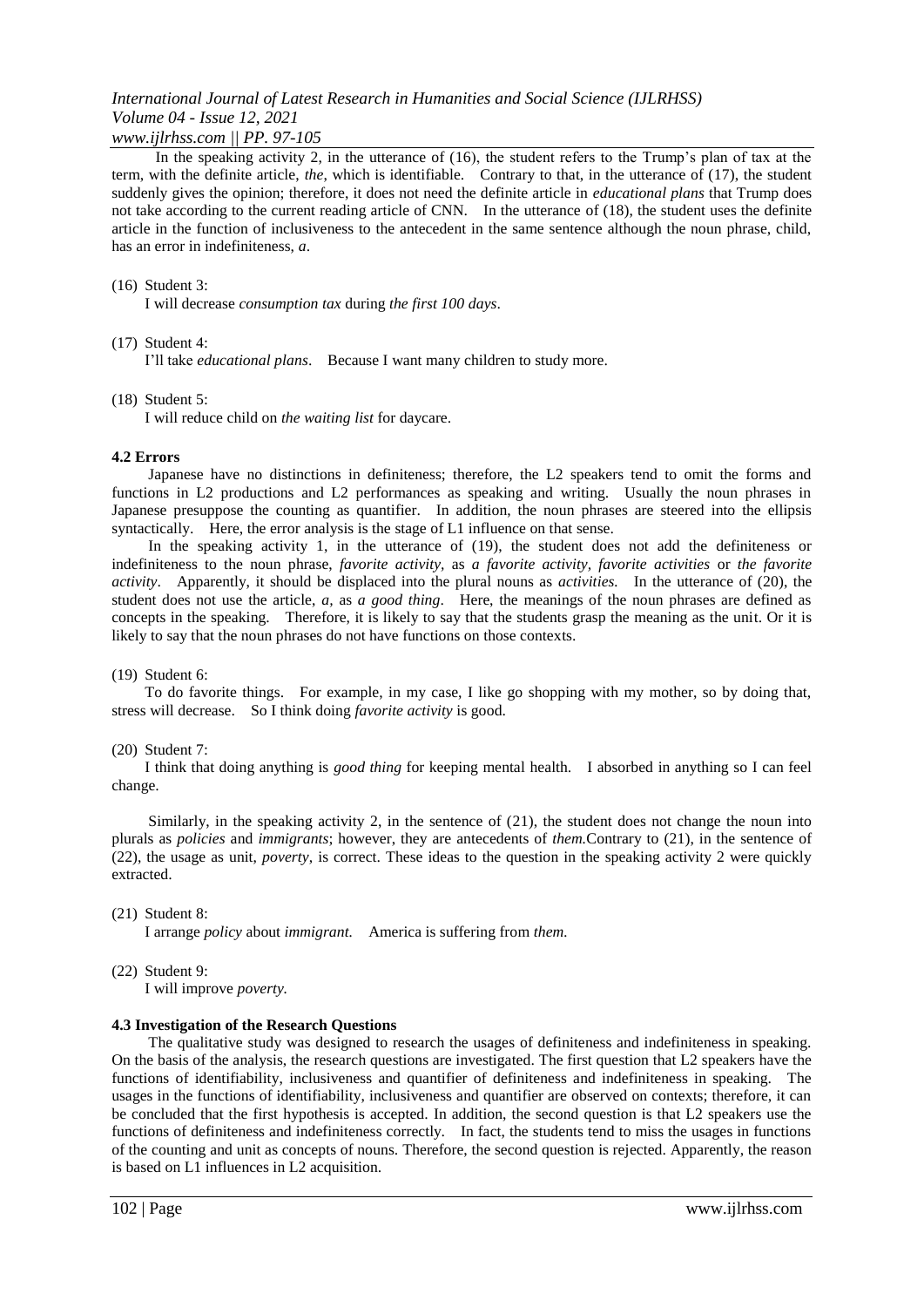In the speaking activity 2, in the utterance of (16), the student refers to the Trump's plan of tax at the term, with the definite article, *the*, which is identifiable. Contrary to that, in the utterance of (17), the student suddenly gives the opinion; therefore, it does not need the definite article in *educational plans* that Trump does not take according to the current reading article of CNN. In the utterance of (18), the student uses the definite article in the function of inclusiveness to the antecedent in the same sentence although the noun phrase, child, has an error in indefiniteness, *a*.

(16) Student 3:
I will decrease *consumption tax* during *the first 100 days*.

(17) Student 4:
I'll take *educational plans*. Because I want many children to study more.

(18) Student 5:
I will reduce child on *the waiting list* for daycare.

### 4.2 Errors

Japanese have no distinctions in definiteness; therefore, the L2 speakers tend to omit the forms and functions in L2 productions and L2 performances as speaking and writing. Usually the noun phrases in Japanese presuppose the counting as quantifier. In addition, the noun phrases are steered into the ellipsis syntactically. Here, the error analysis is the stage of L1 influence on that sense.

In the speaking activity 1, in the utterance of (19), the student does not add the definiteness or indefiniteness to the noun phrase, *favorite activity*, as *a favorite activity, favorite activities* or *the favorite activity*. Apparently, it should be displaced into the plural nouns as *activities.* In the utterance of (20), the student does not use the article, *a*, as *a good thing*. Here, the meanings of the noun phrases are defined as concepts in the speaking. Therefore, it is likely to say that the students grasp the meaning as the unit. Or it is likely to say that the noun phrases do not have functions on those contexts.

(19) Student 6:
To do favorite things. For example, in my case, I like go shopping with my mother, so by doing that, stress will decrease. So I think doing *favorite activity* is good.

(20) Student 7:
I think that doing anything is *good thing* for keeping mental health. I absorbed in anything so I can feel change.

Similarly, in the speaking activity 2, in the sentence of (21), the student does not change the noun into plurals as *policies* and *immigrants*; however, they are antecedents of *them.*Contrary to (21), in the sentence of (22), the usage as unit, *poverty*, is correct. These ideas to the question in the speaking activity 2 were quickly extracted.

(21) Student 8:
I arrange *policy* about *immigrant.* America is suffering from *them.*

(22) Student 9:
I will improve *poverty.*

### 4.3 Investigation of the Research Questions

The qualitative study was designed to research the usages of definiteness and indefiniteness in speaking. On the basis of the analysis, the research questions are investigated. The first question that L2 speakers have the functions of identifiability, inclusiveness and quantifier of definiteness and indefiniteness in speaking. The usages in the functions of identifiability, inclusiveness and quantifier are observed on contexts; therefore, it can be concluded that the first hypothesis is accepted. In addition, the second question is that L2 speakers use the functions of definiteness and indefiniteness correctly. In fact, the students tend to miss the usages in functions of the counting and unit as concepts of nouns. Therefore, the second question is rejected. Apparently, the reason is based on L1 influences in L2 acquisition.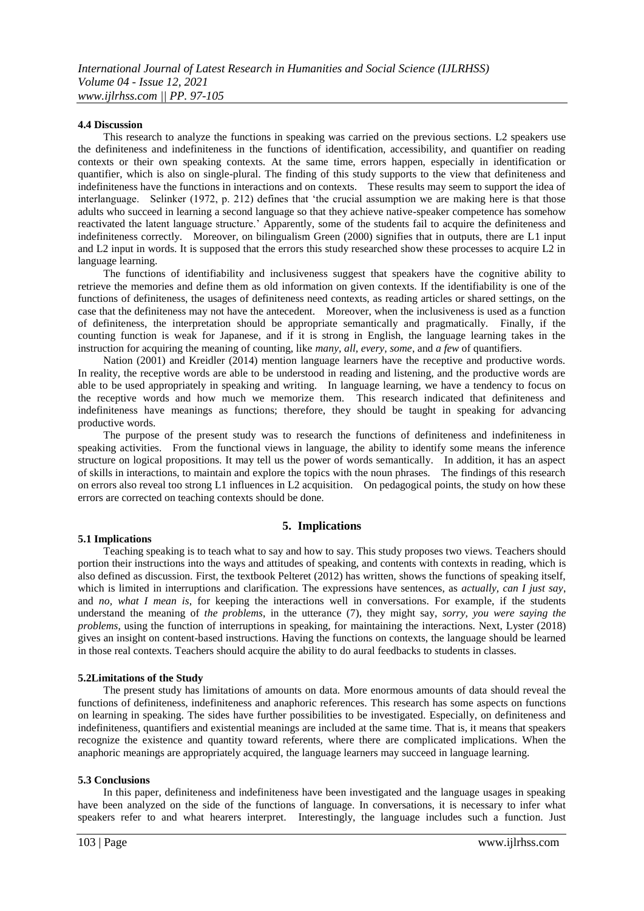#### 4.4 Discussion

This research to analyze the functions in speaking was carried on the previous sections. L2 speakers use the definiteness and indefiniteness in the functions of identification, accessibility, and quantifier on reading contexts or their own speaking contexts. At the same time, errors happen, especially in identification or quantifier, which is also on single-plural. The finding of this study supports to the view that definiteness and indefiniteness have the functions in interactions and on contexts. These results may seem to support the idea of interlanguage. Selinker (1972, p. 212) defines that 'the crucial assumption we are making here is that those adults who succeed in learning a second language so that they achieve native-speaker competence has somehow reactivated the latent language structure.' Apparently, some of the students fail to acquire the definiteness and indefiniteness correctly. Moreover, on bilingualism Green (2000) signifies that in outputs, there are L1 input and L2 input in words. It is supposed that the errors this study researched show these processes to acquire L2 in language learning.

The functions of identifiability and inclusiveness suggest that speakers have the cognitive ability to retrieve the memories and define them as old information on given contexts. If the identifiability is one of the functions of definiteness, the usages of definiteness need contexts, as reading articles or shared settings, on the case that the definiteness may not have the antecedent. Moreover, when the inclusiveness is used as a function of definiteness, the interpretation should be appropriate semantically and pragmatically. Finally, if the counting function is weak for Japanese, and if it is strong in English, the language learning takes in the instruction for acquiring the meaning of counting, like *many, all, every, some*, and *a few* of quantifiers.

Nation (2001) and Kreidler (2014) mention language learners have the receptive and productive words. In reality, the receptive words are able to be understood in reading and listening, and the productive words are able to be used appropriately in speaking and writing. In language learning, we have a tendency to focus on the receptive words and how much we memorize them. This research indicated that definiteness and indefiniteness have meanings as functions; therefore, they should be taught in speaking for advancing productive words.

The purpose of the present study was to research the functions of definiteness and indefiniteness in speaking activities. From the functional views in language, the ability to identify some means the inference structure on logical propositions. It may tell us the power of words semantically. In addition, it has an aspect of skills in interactions, to maintain and explore the topics with the noun phrases. The findings of this research on errors also reveal too strong L1 influences in L2 acquisition. On pedagogical points, the study on how these errors are corrected on teaching contexts should be done.

## 5. Implications

#### 5.1 Implications

Teaching speaking is to teach what to say and how to say. This study proposes two views. Teachers should portion their instructions into the ways and attitudes of speaking, and contents with contexts in reading, which is also defined as discussion. First, the textbook Pelteret (2012) has written, shows the functions of speaking itself, which is limited in interruptions and clarification. The expressions have sentences, as *actually, can I just say*, and *no, what I mean is*, for keeping the interactions well in conversations. For example, if the students understand the meaning of *the problems*, in the utterance (7), they might say, *sorry, you were saying the problems*, using the function of interruptions in speaking, for maintaining the interactions. Next, Lyster (2018) gives an insight on content-based instructions. Having the functions on contexts, the language should be learned in those real contexts. Teachers should acquire the ability to do aural feedbacks to students in classes.

#### 5.2Limitations of the Study

The present study has limitations of amounts on data. More enormous amounts of data should reveal the functions of definiteness, indefiniteness and anaphoric references. This research has some aspects on functions on learning in speaking. The sides have further possibilities to be investigated. Especially, on definiteness and indefiniteness, quantifiers and existential meanings are included at the same time. That is, it means that speakers recognize the existence and quantity toward referents, where there are complicated implications. When the anaphoric meanings are appropriately acquired, the language learners may succeed in language learning.

#### 5.3 Conclusions

In this paper, definiteness and indefiniteness have been investigated and the language usages in speaking have been analyzed on the side of the functions of language. In conversations, it is necessary to infer what speakers refer to and what hearers interpret. Interestingly, the language includes such a function. Just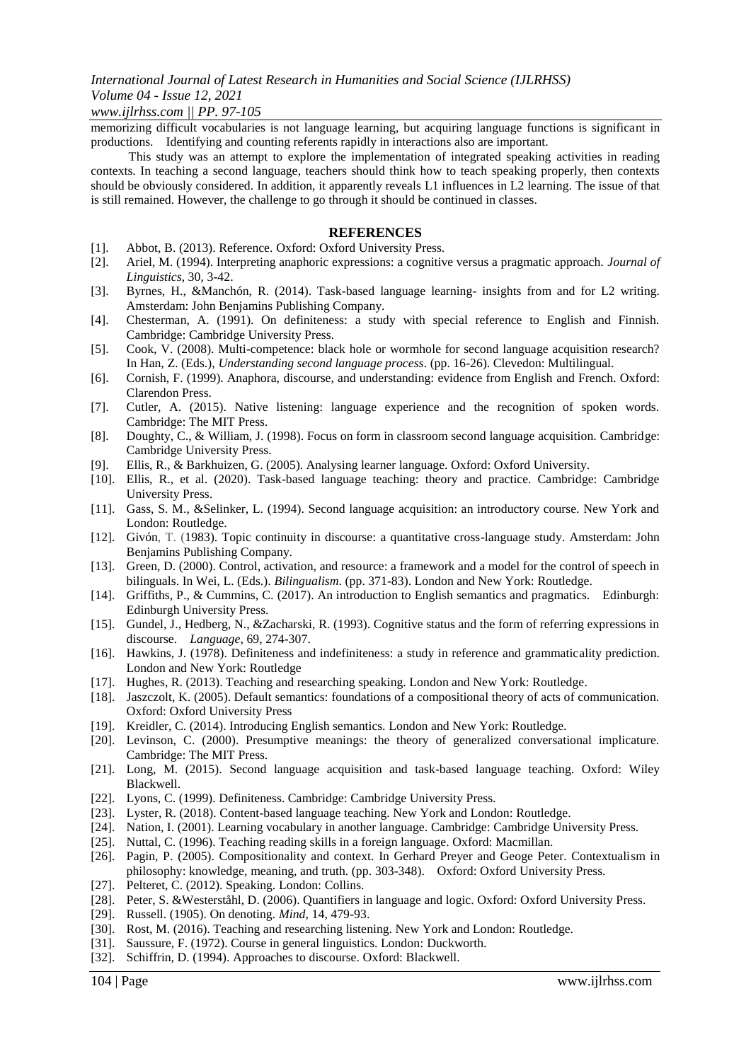memorizing difficult vocabularies is not language learning, but acquiring language functions is significant in productions. Identifying and counting referents rapidly in interactions also are important.

This study was an attempt to explore the implementation of integrated speaking activities in reading contexts. In teaching a second language, teachers should think how to teach speaking properly, then contexts should be obviously considered. In addition, it apparently reveals L1 influences in L2 learning. The issue of that is still remained. However, the challenge to go through it should be continued in classes.

## REFERENCES

[1]. Abbot, B. (2013). Reference. Oxford: Oxford University Press.

[2]. Ariel, M. (1994). Interpreting anaphoric expressions: a cognitive versus a pragmatic approach. *Journal of Linguistics*, 30, 3-42.

[3]. Byrnes, H., &Manchón, R. (2014). Task-based language learning- insights from and for L2 writing. Amsterdam: John Benjamins Publishing Company.

[4]. Chesterman, A. (1991). On definiteness: a study with special reference to English and Finnish. Cambridge: Cambridge University Press.

[5]. Cook, V. (2008). Multi-competence: black hole or wormhole for second language acquisition research? In Han, Z. (Eds.), *Understanding second language process*. (pp. 16-26). Clevedon: Multilingual.

[6]. Cornish, F. (1999). Anaphora, discourse, and understanding: evidence from English and French. Oxford: Clarendon Press.

[7]. Cutler, A. (2015). Native listening: language experience and the recognition of spoken words. Cambridge: The MIT Press.

[8]. Doughty, C., & William, J. (1998). Focus on form in classroom second language acquisition. Cambridge: Cambridge University Press.

[9]. Ellis, R., & Barkhuizen, G. (2005). Analysing learner language. Oxford: Oxford University.

[10]. Ellis, R., et al. (2020). Task-based language teaching: theory and practice. Cambridge: Cambridge University Press.

[11]. Gass, S. M., &Selinker, L. (1994). Second language acquisition: an introductory course. New York and London: Routledge.

[12]. Givón, T. (1983). Topic continuity in discourse: a quantitative cross-language study. Amsterdam: John Benjamins Publishing Company.

[13]. Green, D. (2000). Control, activation, and resource: a framework and a model for the control of speech in bilinguals. In Wei, L. (Eds.). *Bilingualism*. (pp. 371-83). London and New York: Routledge.

[14]. Griffiths, P., & Cummins, C. (2017). An introduction to English semantics and pragmatics. Edinburgh: Edinburgh University Press.

[15]. Gundel, J., Hedberg, N., &Zacharski, R. (1993). Cognitive status and the form of referring expressions in discourse. *Language*, 69, 274-307.

[16]. Hawkins, J. (1978). Definiteness and indefiniteness: a study in reference and grammaticality prediction. London and New York: Routledge

[17]. Hughes, R. (2013). Teaching and researching speaking. London and New York: Routledge.

[18]. Jaszczolt, K. (2005). Default semantics: foundations of a compositional theory of acts of communication. Oxford: Oxford University Press

[19]. Kreidler, C. (2014). Introducing English semantics. London and New York: Routledge.

[20]. Levinson, C. (2000). Presumptive meanings: the theory of generalized conversational implicature. Cambridge: The MIT Press.

[21]. Long, M. (2015). Second language acquisition and task-based language teaching. Oxford: Wiley Blackwell.

[22]. Lyons, C. (1999). Definiteness. Cambridge: Cambridge University Press.

[23]. Lyster, R. (2018). Content-based language teaching. New York and London: Routledge.

[24]. Nation, I. (2001). Learning vocabulary in another language. Cambridge: Cambridge University Press.

[25]. Nuttal, C. (1996). Teaching reading skills in a foreign language. Oxford: Macmillan.

[26]. Pagin, P. (2005). Compositionality and context. In Gerhard Preyer and Geoge Peter. Contextualism in philosophy: knowledge, meaning, and truth. (pp. 303-348). Oxford: Oxford University Press.

[27]. Pelteret, C. (2012). Speaking. London: Collins.

[28]. Peter, S. &Westerståhl, D. (2006). Quantifiers in language and logic. Oxford: Oxford University Press.

[29]. Russell. (1905). On denoting. *Mind*, 14, 479-93.

[30]. Rost, M. (2016). Teaching and researching listening. New York and London: Routledge.

[31]. Saussure, F. (1972). Course in general linguistics. London: Duckworth.

[32]. Schiffrin, D. (1994). Approaches to discourse. Oxford: Blackwell.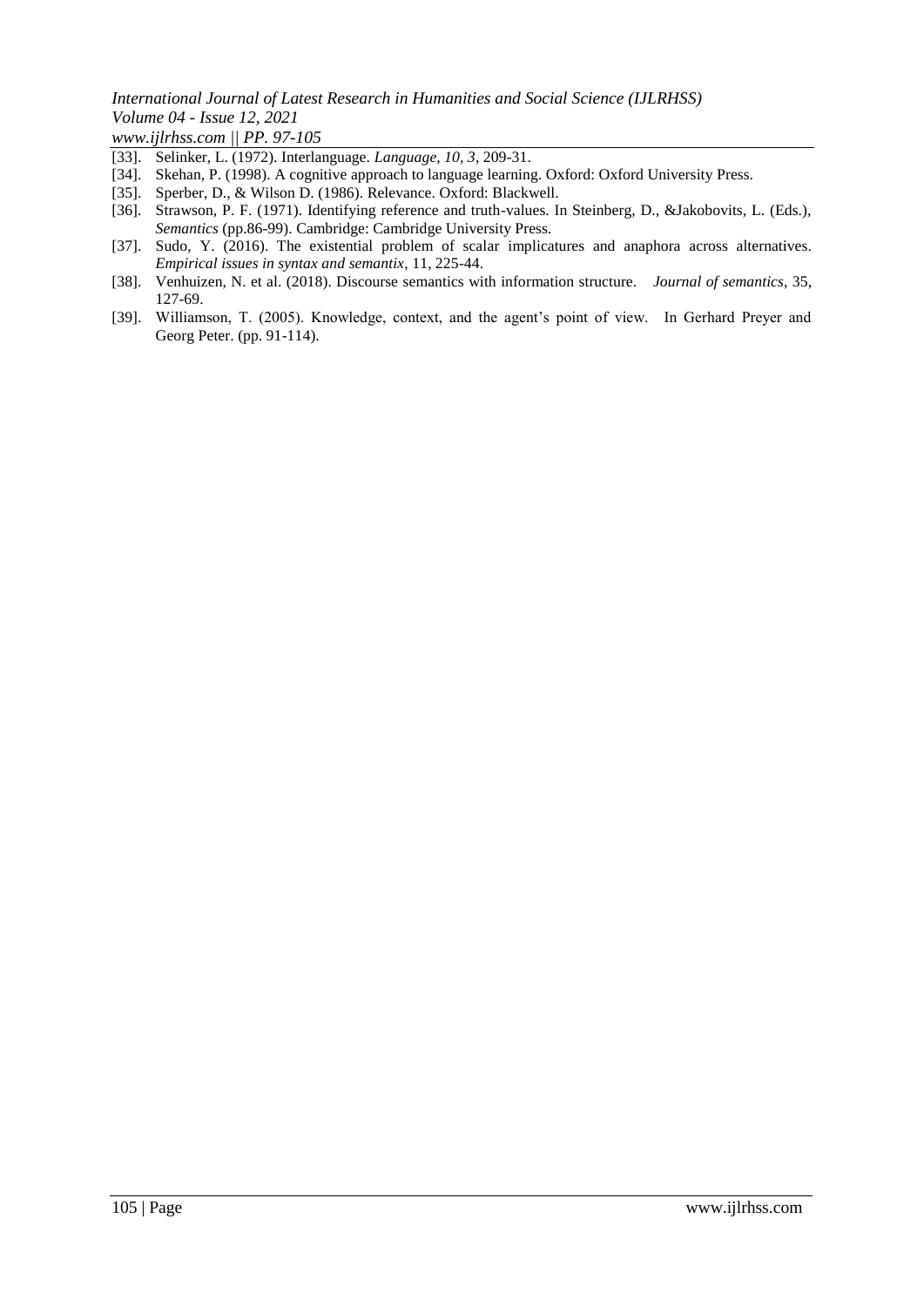[33]. Selinker, L. (1972). Interlanguage. *Language, 10, 3*, 209-31.

[34]. Skehan, P. (1998). A cognitive approach to language learning. Oxford: Oxford University Press.

[35]. Sperber, D., & Wilson D. (1986). Relevance. Oxford: Blackwell.

[36]. Strawson, P. F. (1971). Identifying reference and truth-values. In Steinberg, D., &Jakobovits, L. (Eds.), *Semantics* (pp.86-99). Cambridge: Cambridge University Press.

[37]. Sudo, Y. (2016). The existential problem of scalar implicatures and anaphora across alternatives. *Empirical issues in syntax and semantix*, 11, 225-44.

[38]. Venhuizen, N. et al. (2018). Discourse semantics with information structure. *Journal of semantics*, 35, 127-69.

[39]. Williamson, T. (2005). Knowledge, context, and the agent's point of view. In Gerhard Preyer and Georg Peter. (pp. 91-114).